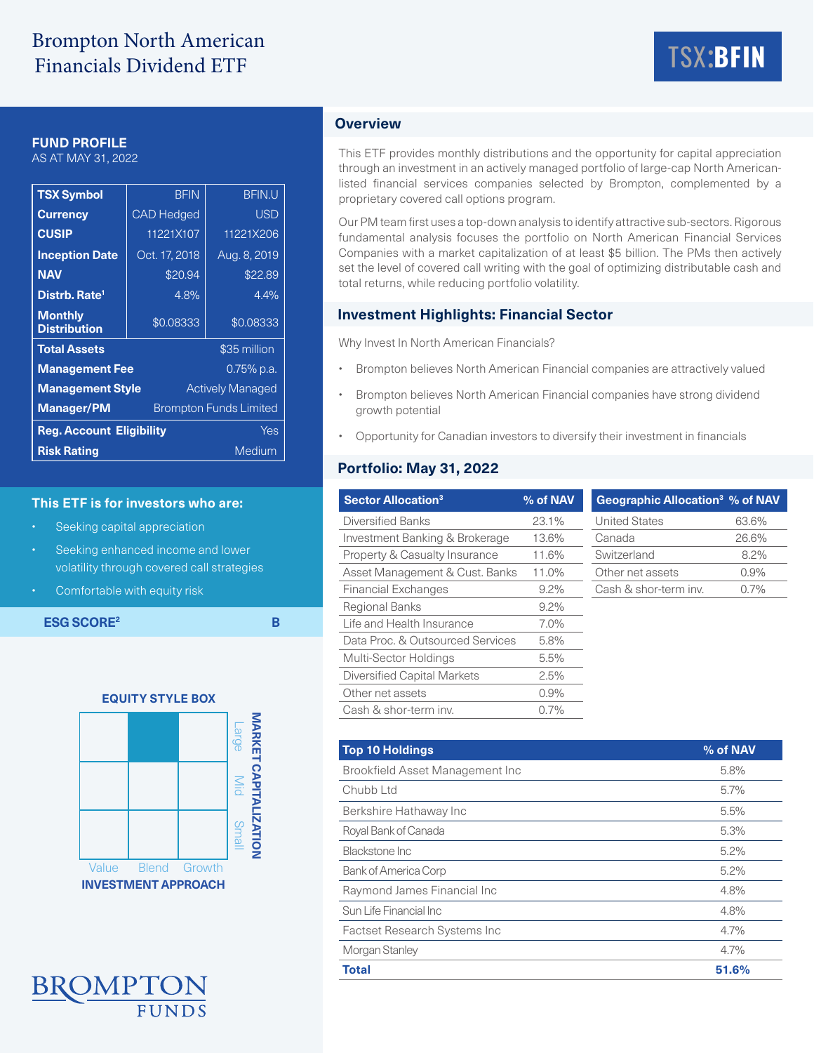# Brompton North American Financials Dividend ETF

TSX:BFIN

## FUND PROFILE

AS AT MAY 31, 2022

| TSX Symbol | BFIN | BFIN.U |
|---|---|---|
| Currency | CAD Hedged | USD |
| CUSIP | 11221X107 | 11221X206 |
| Inception Date | Oct. 17, 2018 | Aug. 8, 2019 |
| NAV | $20.94 | $22.89 |
| Distrb. Rate[1] | 4.8% | 4.4% |
| Monthly Distribution | $0.08333 | $0.08333 |
| Total Assets | $35 million | |
| Management Fee | 0.75% p.a. | |
| Management Style | Actively Managed | |
| Manager/PM | Brompton Funds Limited | |
| Reg. Account Eligibility | Yes | |
| Risk Rating | Medium | |

### This ETF is for investors who are:

- Seeking capital appreciation
- Seeking enhanced income and lower volatility through covered call strategies
- Comfortable with equity risk

**ESG SCORE[2]** B

### EQUITY STYLE BOX

| | Value | Blend | Growth |
|---|---|---|---|
| Large | | ■ | |
| Mid | | | |
| Small | | | |

MARKET CAPITALIZATION / INVESTMENT APPROACH

## Overview

This ETF provides monthly distributions and the opportunity for capital appreciation through an investment in an actively managed portfolio of large-cap North American-listed financial services companies selected by Brompton, complemented by a proprietary covered call options program.

Our PM team first uses a top-down analysis to identify attractive sub-sectors. Rigorous fundamental analysis focuses the portfolio on North American Financial Services Companies with a market capitalization of at least $5 billion. The PMs then actively set the level of covered call writing with the goal of optimizing distributable cash and total returns, while reducing portfolio volatility.

## Investment Highlights: Financial Sector

Why Invest In North American Financials?

- Brompton believes North American Financial companies are attractively valued
- Brompton believes North American Financial companies have strong dividend growth potential
- Opportunity for Canadian investors to diversify their investment in financials

## Portfolio: May 31, 2022

| Sector Allocation[3] | % of NAV |
|---|---|
| Diversified Banks | 23.1% |
| Investment Banking & Brokerage | 13.6% |
| Property & Casualty Insurance | 11.6% |
| Asset Management & Cust. Banks | 11.0% |
| Financial Exchanges | 9.2% |
| Regional Banks | 9.2% |
| Life and Health Insurance | 7.0% |
| Data Proc. & Outsourced Services | 5.8% |
| Multi-Sector Holdings | 5.5% |
| Diversified Capital Markets | 2.5% |
| Other net assets | 0.9% |
| Cash & shor-term inv. | 0.7% |

| Geographic Allocation[3] | % of NAV |
|---|---|
| United States | 63.6% |
| Canada | 26.6% |
| Switzerland | 8.2% |
| Other net assets | 0.9% |
| Cash & shor-term inv. | 0.7% |

| Top 10 Holdings | % of NAV |
|---|---|
| Brookfield Asset Management Inc | 5.8% |
| Chubb Ltd | 5.7% |
| Berkshire Hathaway Inc | 5.5% |
| Royal Bank of Canada | 5.3% |
| Blackstone Inc | 5.2% |
| Bank of America Corp | 5.2% |
| Raymond James Financial Inc | 4.8% |
| Sun Life Financial Inc | 4.8% |
| Factset Research Systems Inc | 4.7% |
| Morgan Stanley | 4.7% |
| **Total** | **51.6%** |

BROMPTON FUNDS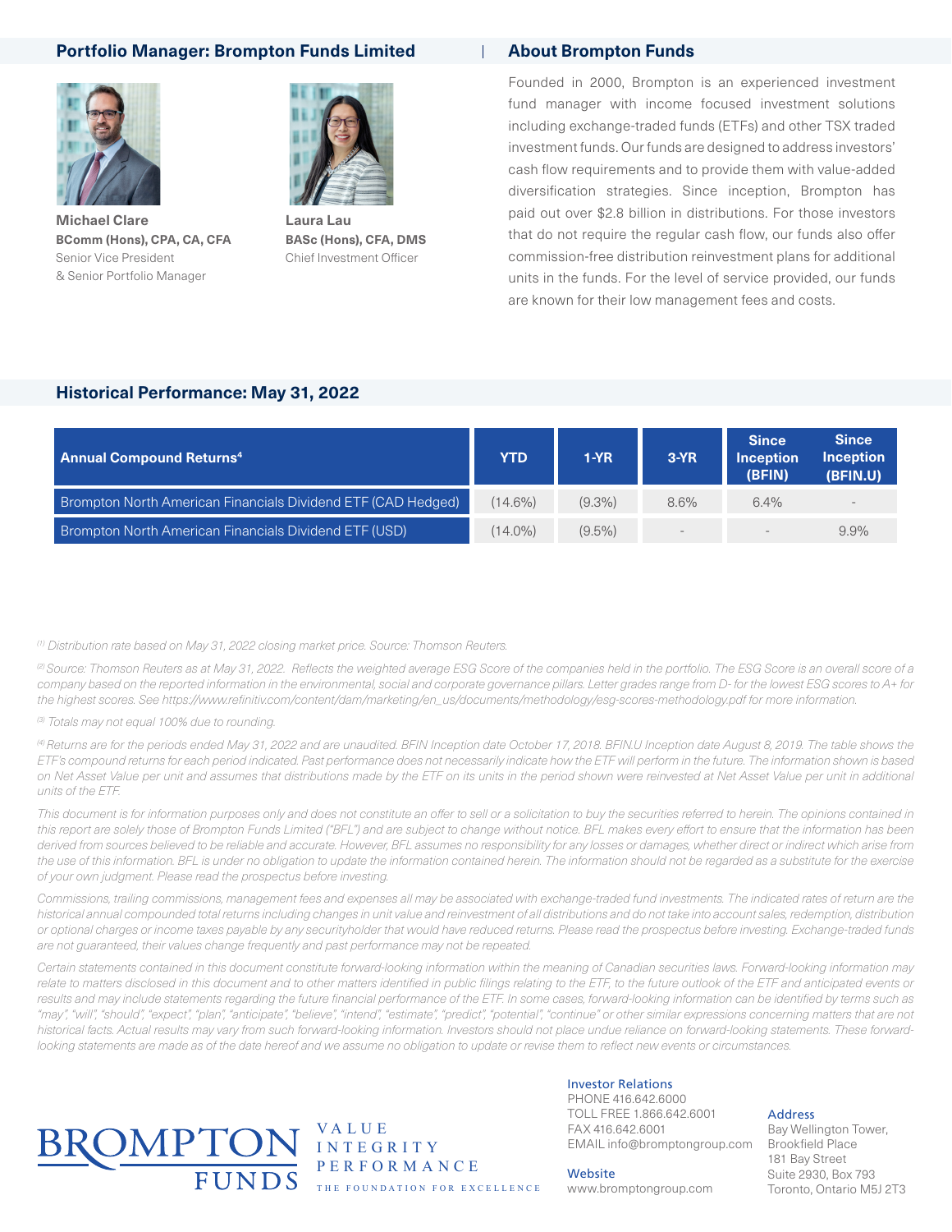## Portfolio Manager: Brompton Funds Limited

**Michael Clare**
**BComm (Hons), CPA, CA, CFA**
Senior Vice President
& Senior Portfolio Manager

**Laura Lau**
**BASc (Hons), CFA, DMS**
Chief Investment Officer

## About Brompton Funds

Founded in 2000, Brompton is an experienced investment fund manager with income focused investment solutions including exchange-traded funds (ETFs) and other TSX traded investment funds. Our funds are designed to address investors' cash flow requirements and to provide them with value-added diversification strategies. Since inception, Brompton has paid out over $2.8 billion in distributions. For those investors that do not require the regular cash flow, our funds also offer commission-free distribution reinvestment plans for additional units in the funds. For the level of service provided, our funds are known for their low management fees and costs.

## Historical Performance: May 31, 2022

| Annual Compound Returns[4] | YTD | 1-YR | 3-YR | Since Inception (BFIN) | Since Inception (BFIN.U) |
|---|---|---|---|---|---|
| Brompton North American Financials Dividend ETF (CAD Hedged) | (14.6%) | (9.3%) | 8.6% | 6.4% | - |
| Brompton North American Financials Dividend ETF (USD) | (14.0%) | (9.5%) | - | - | 9.9% |

*[1] Distribution rate based on May 31, 2022 closing market price. Source: Thomson Reuters.*

*[2] Source: Thomson Reuters as at May 31, 2022. Reflects the weighted average ESG Score of the companies held in the portfolio. The ESG Score is an overall score of a company based on the reported information in the environmental, social and corporate governance pillars. Letter grades range from D- for the lowest ESG scores to A+ for the highest scores. See https://www.refinitiv.com/content/dam/marketing/en_us/documents/methodology/esg-scores-methodology.pdf for more information.*

*[3] Totals may not equal 100% due to rounding.*

*[4] Returns are for the periods ended May 31, 2022 and are unaudited. BFIN Inception date October 17, 2018. BFIN.U Inception date August 8, 2019. The table shows the ETF's compound returns for each period indicated. Past performance does not necessarily indicate how the ETF will perform in the future. The information shown is based on Net Asset Value per unit and assumes that distributions made by the ETF on its units in the period shown were reinvested at Net Asset Value per unit in additional units of the ETF.*

*This document is for information purposes only and does not constitute an offer to sell or a solicitation to buy the securities referred to herein. The opinions contained in this report are solely those of Brompton Funds Limited ("BFL") and are subject to change without notice. BFL makes every effort to ensure that the information has been derived from sources believed to be reliable and accurate. However, BFL assumes no responsibility for any losses or damages, whether direct or indirect which arise from the use of this information. BFL is under no obligation to update the information contained herein. The information should not be regarded as a substitute for the exercise of your own judgment. Please read the prospectus before investing.*

*Commissions, trailing commissions, management fees and expenses all may be associated with exchange-traded fund investments. The indicated rates of return are the historical annual compounded total returns including changes in unit value and reinvestment of all distributions and do not take into account sales, redemption, distribution or optional charges or income taxes payable by any securityholder that would have reduced returns. Please read the prospectus before investing. Exchange-traded funds are not guaranteed, their values change frequently and past performance may not be repeated.*

*Certain statements contained in this document constitute forward-looking information within the meaning of Canadian securities laws. Forward-looking information may relate to matters disclosed in this document and to other matters identified in public filings relating to the ETF, to the future outlook of the ETF and anticipated events or results and may include statements regarding the future financial performance of the ETF. In some cases, forward-looking information can be identified by terms such as "may", "will", "should", "expect", "plan", "anticipate", "believe", "intend", "estimate", "predict", "potential", "continue" or other similar expressions concerning matters that are not historical facts. Actual results may vary from such forward-looking information. Investors should not place undue reliance on forward-looking statements. These forward-looking statements are made as of the date hereof and we assume no obligation to update or revise them to reflect new events or circumstances.*

BROMPTON FUNDS

VALUE
INTEGRITY
PERFORMANCE
THE FOUNDATION FOR EXCELLENCE

**Investor Relations**
PHONE 416.642.6000
TOLL FREE 1.866.642.6001
FAX 416.642.6001
EMAIL info@bromptongroup.com

**Website**
www.bromptongroup.com

**Address**
Bay Wellington Tower,
Brookfield Place
181 Bay Street
Suite 2930, Box 793
Toronto, Ontario M5J 2T3